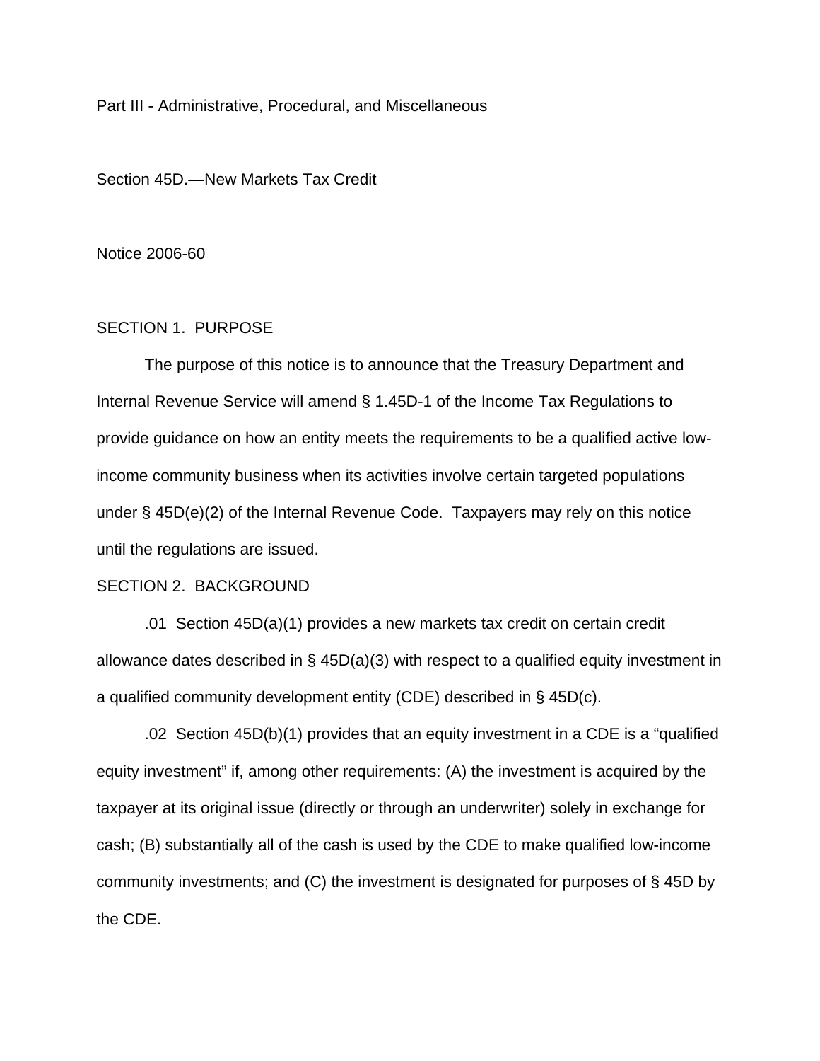Part III - Administrative, Procedural, and Miscellaneous

Section 45D.—New Markets Tax Credit

Notice 2006-60

## SECTION 1. PURPOSE

The purpose of this notice is to announce that the Treasury Department and Internal Revenue Service will amend § 1.45D-1 of the Income Tax Regulations to provide guidance on how an entity meets the requirements to be a qualified active low-income community business when its activities involve certain targeted populations under § 45D(e)(2) of the Internal Revenue Code. Taxpayers may rely on this notice until the regulations are issued.

## SECTION 2. BACKGROUND

.01 Section 45D(a)(1) provides a new markets tax credit on certain credit allowance dates described in § 45D(a)(3) with respect to a qualified equity investment in a qualified community development entity (CDE) described in § 45D(c).

.02 Section 45D(b)(1) provides that an equity investment in a CDE is a "qualified equity investment" if, among other requirements: (A) the investment is acquired by the taxpayer at its original issue (directly or through an underwriter) solely in exchange for cash; (B) substantially all of the cash is used by the CDE to make qualified low-income community investments; and (C) the investment is designated for purposes of § 45D by the CDE.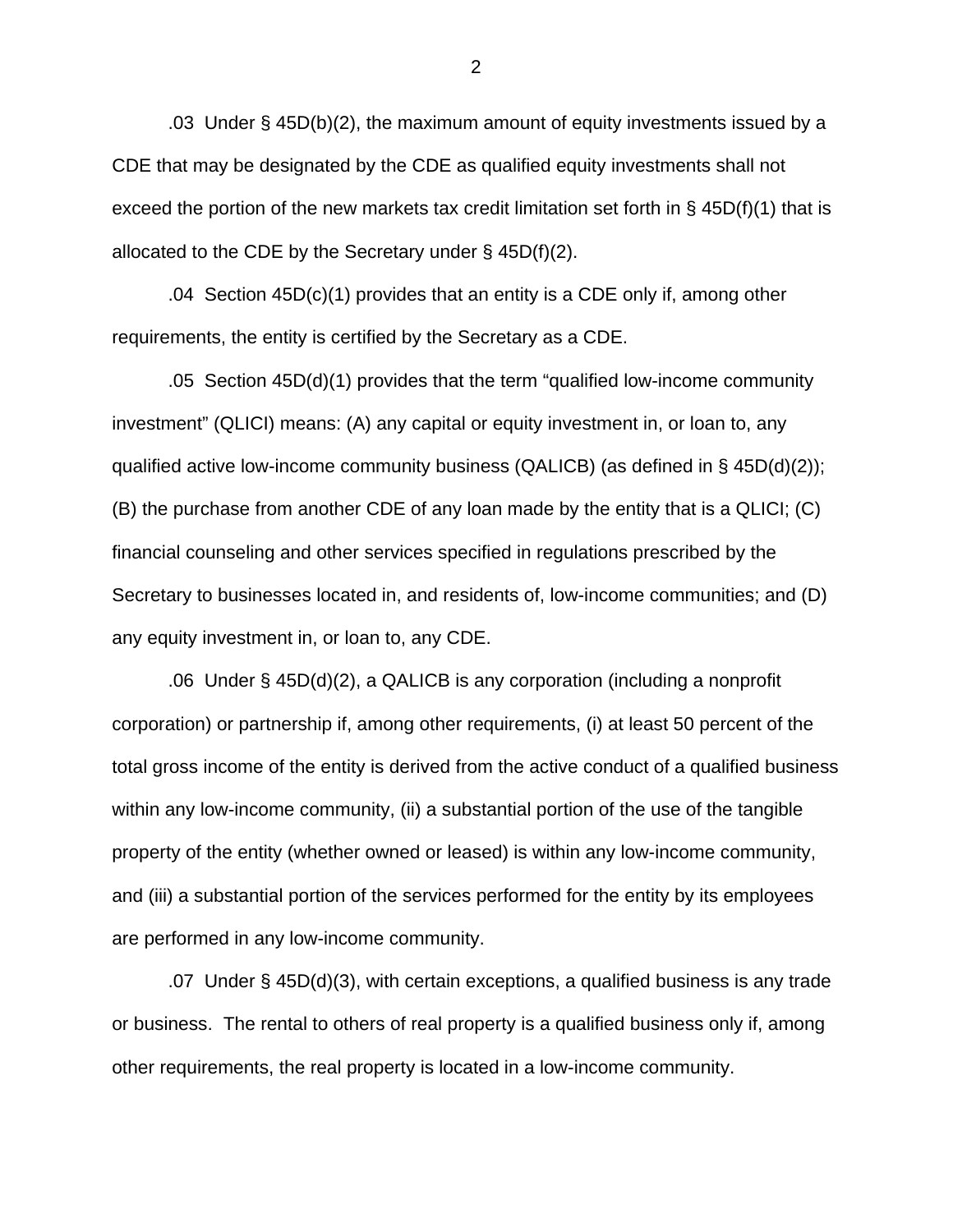.03 Under § 45D(b)(2), the maximum amount of equity investments issued by a CDE that may be designated by the CDE as qualified equity investments shall not exceed the portion of the new markets tax credit limitation set forth in § 45D(f)(1) that is allocated to the CDE by the Secretary under § 45D(f)(2).

.04 Section 45D(c)(1) provides that an entity is a CDE only if, among other requirements, the entity is certified by the Secretary as a CDE.

.05 Section 45D(d)(1) provides that the term "qualified low-income community investment" (QLICI) means: (A) any capital or equity investment in, or loan to, any qualified active low-income community business (QALICB) (as defined in § 45D(d)(2)); (B) the purchase from another CDE of any loan made by the entity that is a QLICI; (C) financial counseling and other services specified in regulations prescribed by the Secretary to businesses located in, and residents of, low-income communities; and (D) any equity investment in, or loan to, any CDE.

.06 Under § 45D(d)(2), a QALICB is any corporation (including a nonprofit corporation) or partnership if, among other requirements, (i) at least 50 percent of the total gross income of the entity is derived from the active conduct of a qualified business within any low-income community, (ii) a substantial portion of the use of the tangible property of the entity (whether owned or leased) is within any low-income community, and (iii) a substantial portion of the services performed for the entity by its employees are performed in any low-income community.

.07 Under § 45D(d)(3), with certain exceptions, a qualified business is any trade or business. The rental to others of real property is a qualified business only if, among other requirements, the real property is located in a low-income community.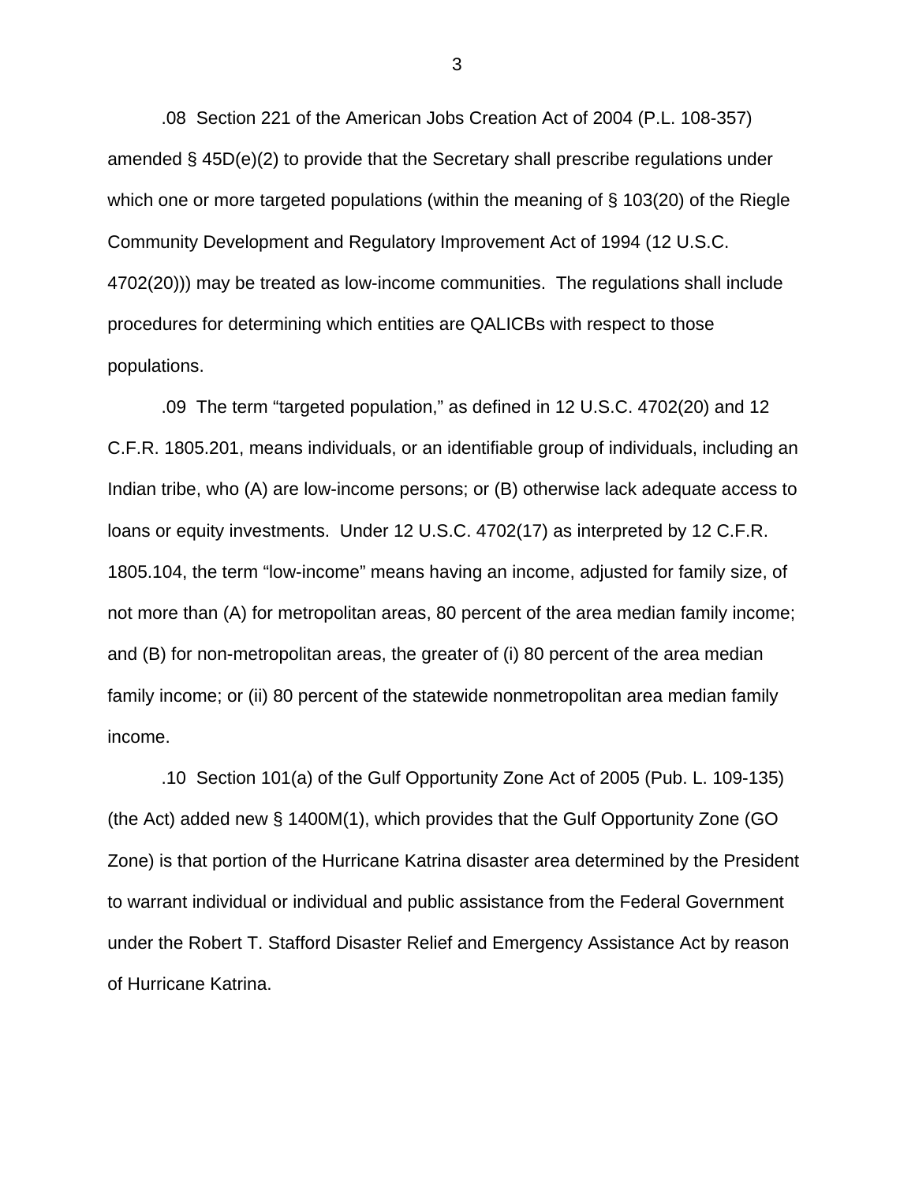.08 Section 221 of the American Jobs Creation Act of 2004 (P.L. 108-357) amended § 45D(e)(2) to provide that the Secretary shall prescribe regulations under which one or more targeted populations (within the meaning of § 103(20) of the Riegle Community Development and Regulatory Improvement Act of 1994 (12 U.S.C. 4702(20))) may be treated as low-income communities. The regulations shall include procedures for determining which entities are QALICBs with respect to those populations.

.09 The term "targeted population," as defined in 12 U.S.C. 4702(20) and 12 C.F.R. 1805.201, means individuals, or an identifiable group of individuals, including an Indian tribe, who (A) are low-income persons; or (B) otherwise lack adequate access to loans or equity investments. Under 12 U.S.C. 4702(17) as interpreted by 12 C.F.R. 1805.104, the term "low-income" means having an income, adjusted for family size, of not more than (A) for metropolitan areas, 80 percent of the area median family income; and (B) for non-metropolitan areas, the greater of (i) 80 percent of the area median family income; or (ii) 80 percent of the statewide nonmetropolitan area median family income.

.10 Section 101(a) of the Gulf Opportunity Zone Act of 2005 (Pub. L. 109-135) (the Act) added new § 1400M(1), which provides that the Gulf Opportunity Zone (GO Zone) is that portion of the Hurricane Katrina disaster area determined by the President to warrant individual or individual and public assistance from the Federal Government under the Robert T. Stafford Disaster Relief and Emergency Assistance Act by reason of Hurricane Katrina.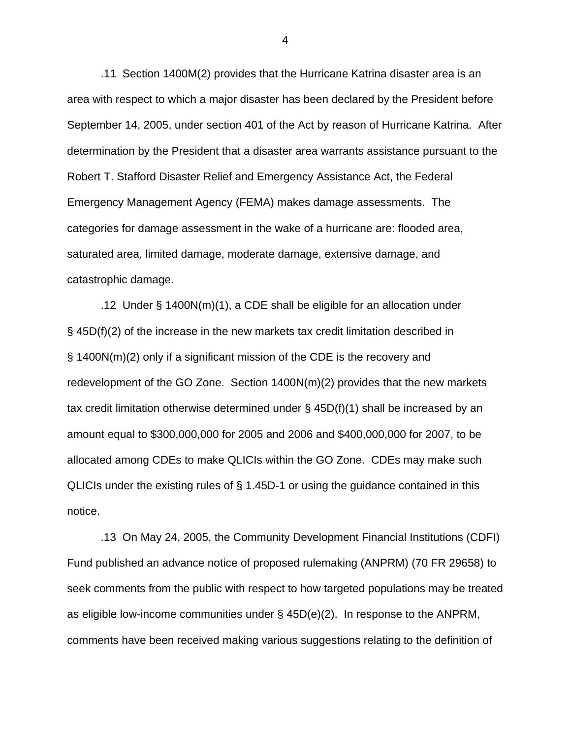.11 Section 1400M(2) provides that the Hurricane Katrina disaster area is an area with respect to which a major disaster has been declared by the President before September 14, 2005, under section 401 of the Act by reason of Hurricane Katrina. After determination by the President that a disaster area warrants assistance pursuant to the Robert T. Stafford Disaster Relief and Emergency Assistance Act, the Federal Emergency Management Agency (FEMA) makes damage assessments. The categories for damage assessment in the wake of a hurricane are: flooded area, saturated area, limited damage, moderate damage, extensive damage, and catastrophic damage.

.12 Under § 1400N(m)(1), a CDE shall be eligible for an allocation under § 45D(f)(2) of the increase in the new markets tax credit limitation described in § 1400N(m)(2) only if a significant mission of the CDE is the recovery and redevelopment of the GO Zone. Section 1400N(m)(2) provides that the new markets tax credit limitation otherwise determined under § 45D(f)(1) shall be increased by an amount equal to $300,000,000 for 2005 and 2006 and $400,000,000 for 2007, to be allocated among CDEs to make QLICIs within the GO Zone. CDEs may make such QLICIs under the existing rules of § 1.45D-1 or using the guidance contained in this notice.

.13 On May 24, 2005, the Community Development Financial Institutions (CDFI) Fund published an advance notice of proposed rulemaking (ANPRM) (70 FR 29658) to seek comments from the public with respect to how targeted populations may be treated as eligible low-income communities under § 45D(e)(2). In response to the ANPRM, comments have been received making various suggestions relating to the definition of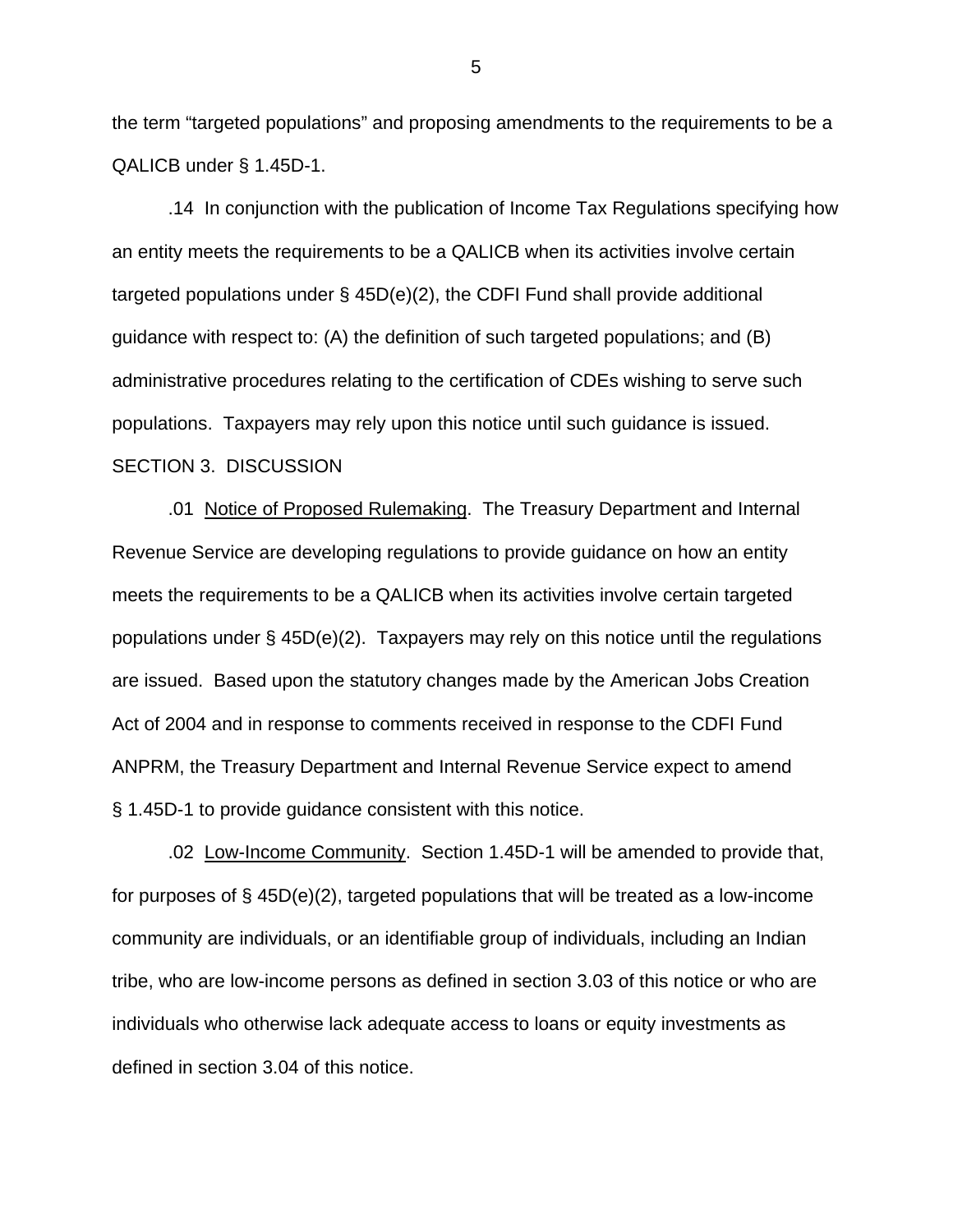the term "targeted populations" and proposing amendments to the requirements to be a QALICB under § 1.45D-1.

.14 In conjunction with the publication of Income Tax Regulations specifying how an entity meets the requirements to be a QALICB when its activities involve certain targeted populations under § 45D(e)(2), the CDFI Fund shall provide additional guidance with respect to: (A) the definition of such targeted populations; and (B) administrative procedures relating to the certification of CDEs wishing to serve such populations. Taxpayers may rely upon this notice until such guidance is issued.

SECTION 3. DISCUSSION

.01 Notice of Proposed Rulemaking. The Treasury Department and Internal Revenue Service are developing regulations to provide guidance on how an entity meets the requirements to be a QALICB when its activities involve certain targeted populations under § 45D(e)(2). Taxpayers may rely on this notice until the regulations are issued. Based upon the statutory changes made by the American Jobs Creation Act of 2004 and in response to comments received in response to the CDFI Fund ANPRM, the Treasury Department and Internal Revenue Service expect to amend § 1.45D-1 to provide guidance consistent with this notice.

.02 Low-Income Community. Section 1.45D-1 will be amended to provide that, for purposes of § 45D(e)(2), targeted populations that will be treated as a low-income community are individuals, or an identifiable group of individuals, including an Indian tribe, who are low-income persons as defined in section 3.03 of this notice or who are individuals who otherwise lack adequate access to loans or equity investments as defined in section 3.04 of this notice.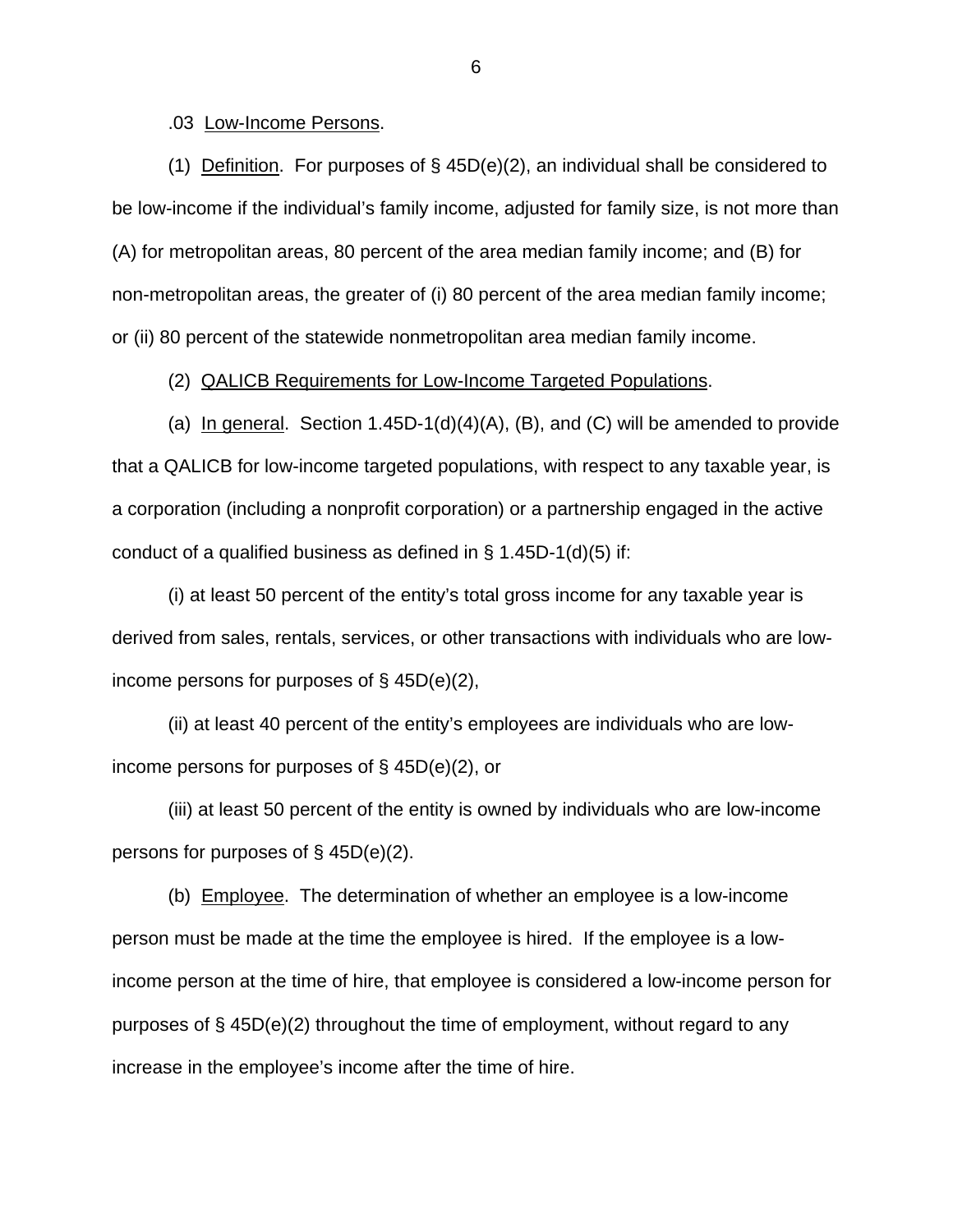.03 Low-Income Persons.

(1) Definition. For purposes of § 45D(e)(2), an individual shall be considered to be low-income if the individual's family income, adjusted for family size, is not more than (A) for metropolitan areas, 80 percent of the area median family income; and (B) for non-metropolitan areas, the greater of (i) 80 percent of the area median family income; or (ii) 80 percent of the statewide nonmetropolitan area median family income.

(2) QALICB Requirements for Low-Income Targeted Populations.

(a) In general. Section 1.45D-1(d)(4)(A), (B), and (C) will be amended to provide that a QALICB for low-income targeted populations, with respect to any taxable year, is a corporation (including a nonprofit corporation) or a partnership engaged in the active conduct of a qualified business as defined in § 1.45D-1(d)(5) if:

(i) at least 50 percent of the entity's total gross income for any taxable year is derived from sales, rentals, services, or other transactions with individuals who are low-income persons for purposes of § 45D(e)(2),

(ii) at least 40 percent of the entity's employees are individuals who are low-income persons for purposes of § 45D(e)(2), or

(iii) at least 50 percent of the entity is owned by individuals who are low-income persons for purposes of § 45D(e)(2).

(b) Employee. The determination of whether an employee is a low-income person must be made at the time the employee is hired. If the employee is a low-income person at the time of hire, that employee is considered a low-income person for purposes of § 45D(e)(2) throughout the time of employment, without regard to any increase in the employee's income after the time of hire.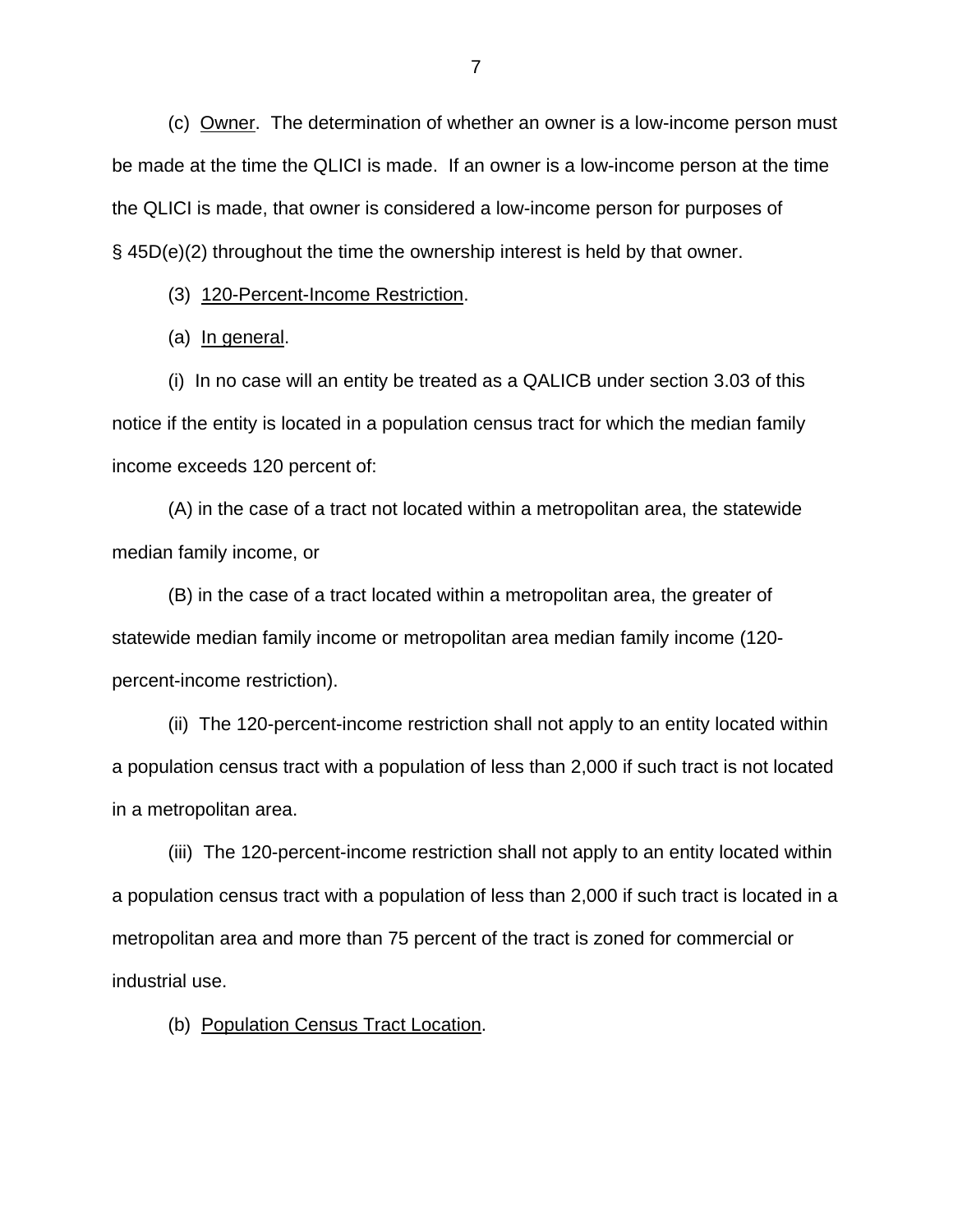(c) Owner. The determination of whether an owner is a low-income person must be made at the time the QLICI is made. If an owner is a low-income person at the time the QLICI is made, that owner is considered a low-income person for purposes of § 45D(e)(2) throughout the time the ownership interest is held by that owner.

(3) 120-Percent-Income Restriction.

(a) In general.

(i) In no case will an entity be treated as a QALICB under section 3.03 of this notice if the entity is located in a population census tract for which the median family income exceeds 120 percent of:

(A) in the case of a tract not located within a metropolitan area, the statewide median family income, or

(B) in the case of a tract located within a metropolitan area, the greater of statewide median family income or metropolitan area median family income (120-percent-income restriction).

(ii) The 120-percent-income restriction shall not apply to an entity located within a population census tract with a population of less than 2,000 if such tract is not located in a metropolitan area.

(iii) The 120-percent-income restriction shall not apply to an entity located within a population census tract with a population of less than 2,000 if such tract is located in a metropolitan area and more than 75 percent of the tract is zoned for commercial or industrial use.

(b) Population Census Tract Location.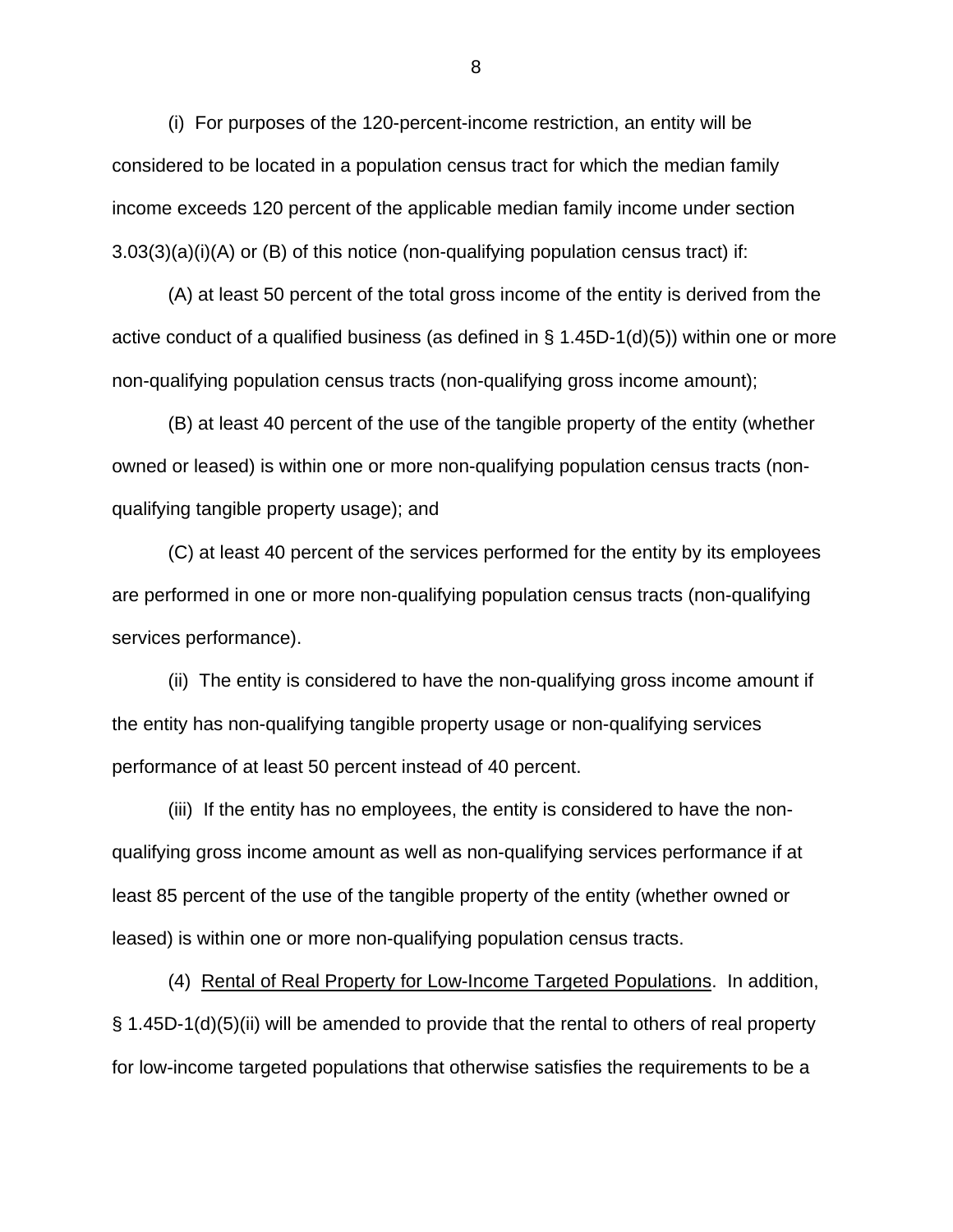(i) For purposes of the 120-percent-income restriction, an entity will be considered to be located in a population census tract for which the median family income exceeds 120 percent of the applicable median family income under section 3.03(3)(a)(i)(A) or (B) of this notice (non-qualifying population census tract) if:

(A) at least 50 percent of the total gross income of the entity is derived from the active conduct of a qualified business (as defined in § 1.45D-1(d)(5)) within one or more non-qualifying population census tracts (non-qualifying gross income amount);

(B) at least 40 percent of the use of the tangible property of the entity (whether owned or leased) is within one or more non-qualifying population census tracts (non-qualifying tangible property usage); and

(C) at least 40 percent of the services performed for the entity by its employees are performed in one or more non-qualifying population census tracts (non-qualifying services performance).

(ii) The entity is considered to have the non-qualifying gross income amount if the entity has non-qualifying tangible property usage or non-qualifying services performance of at least 50 percent instead of 40 percent.

(iii) If the entity has no employees, the entity is considered to have the non-qualifying gross income amount as well as non-qualifying services performance if at least 85 percent of the use of the tangible property of the entity (whether owned or leased) is within one or more non-qualifying population census tracts.

(4) Rental of Real Property for Low-Income Targeted Populations. In addition, § 1.45D-1(d)(5)(ii) will be amended to provide that the rental to others of real property for low-income targeted populations that otherwise satisfies the requirements to be a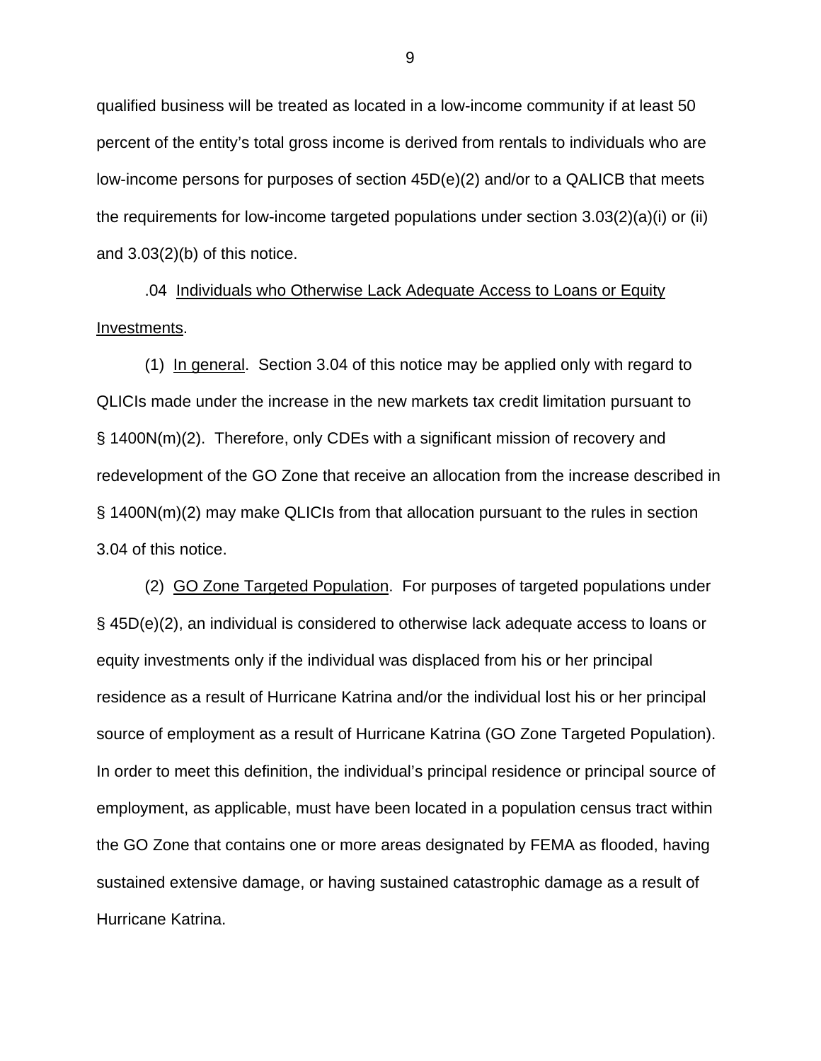qualified business will be treated as located in a low-income community if at least 50 percent of the entity's total gross income is derived from rentals to individuals who are low-income persons for purposes of section 45D(e)(2) and/or to a QALICB that meets the requirements for low-income targeted populations under section 3.03(2)(a)(i) or (ii) and 3.03(2)(b) of this notice.

.04 Individuals who Otherwise Lack Adequate Access to Loans or Equity Investments.

(1) In general. Section 3.04 of this notice may be applied only with regard to QLICIs made under the increase in the new markets tax credit limitation pursuant to § 1400N(m)(2). Therefore, only CDEs with a significant mission of recovery and redevelopment of the GO Zone that receive an allocation from the increase described in § 1400N(m)(2) may make QLICIs from that allocation pursuant to the rules in section 3.04 of this notice.

(2) GO Zone Targeted Population. For purposes of targeted populations under § 45D(e)(2), an individual is considered to otherwise lack adequate access to loans or equity investments only if the individual was displaced from his or her principal residence as a result of Hurricane Katrina and/or the individual lost his or her principal source of employment as a result of Hurricane Katrina (GO Zone Targeted Population). In order to meet this definition, the individual's principal residence or principal source of employment, as applicable, must have been located in a population census tract within the GO Zone that contains one or more areas designated by FEMA as flooded, having sustained extensive damage, or having sustained catastrophic damage as a result of Hurricane Katrina.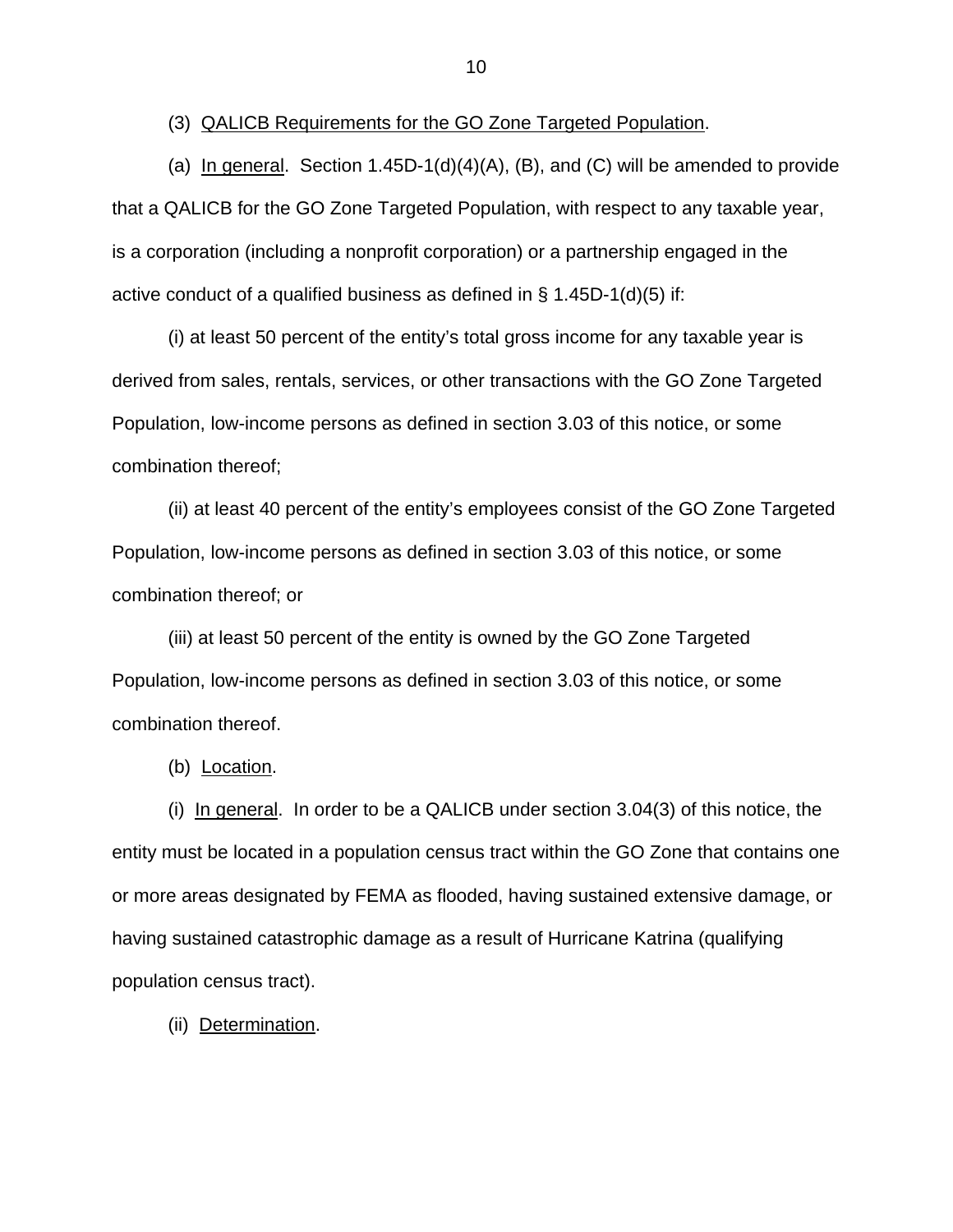(3) QALICB Requirements for the GO Zone Targeted Population.

(a) In general. Section 1.45D-1(d)(4)(A), (B), and (C) will be amended to provide that a QALICB for the GO Zone Targeted Population, with respect to any taxable year, is a corporation (including a nonprofit corporation) or a partnership engaged in the active conduct of a qualified business as defined in § 1.45D-1(d)(5) if:

(i) at least 50 percent of the entity's total gross income for any taxable year is derived from sales, rentals, services, or other transactions with the GO Zone Targeted Population, low-income persons as defined in section 3.03 of this notice, or some combination thereof;

(ii) at least 40 percent of the entity's employees consist of the GO Zone Targeted Population, low-income persons as defined in section 3.03 of this notice, or some combination thereof; or

(iii) at least 50 percent of the entity is owned by the GO Zone Targeted Population, low-income persons as defined in section 3.03 of this notice, or some combination thereof.

(b) Location.

(i) In general. In order to be a QALICB under section 3.04(3) of this notice, the entity must be located in a population census tract within the GO Zone that contains one or more areas designated by FEMA as flooded, having sustained extensive damage, or having sustained catastrophic damage as a result of Hurricane Katrina (qualifying population census tract).

(ii) Determination.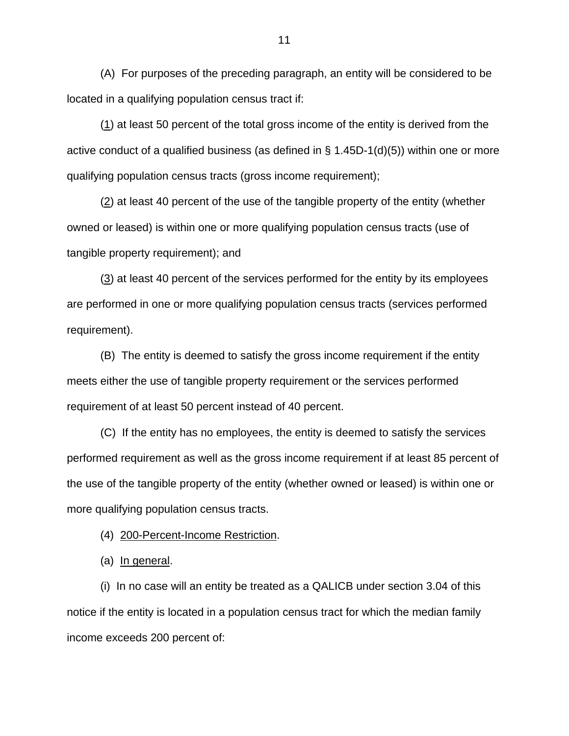(A) For purposes of the preceding paragraph, an entity will be considered to be located in a qualifying population census tract if:

(1) at least 50 percent of the total gross income of the entity is derived from the active conduct of a qualified business (as defined in § 1.45D-1(d)(5)) within one or more qualifying population census tracts (gross income requirement);

(2) at least 40 percent of the use of the tangible property of the entity (whether owned or leased) is within one or more qualifying population census tracts (use of tangible property requirement); and

(3) at least 40 percent of the services performed for the entity by its employees are performed in one or more qualifying population census tracts (services performed requirement).

(B) The entity is deemed to satisfy the gross income requirement if the entity meets either the use of tangible property requirement or the services performed requirement of at least 50 percent instead of 40 percent.

(C) If the entity has no employees, the entity is deemed to satisfy the services performed requirement as well as the gross income requirement if at least 85 percent of the use of the tangible property of the entity (whether owned or leased) is within one or more qualifying population census tracts.

(4) 200-Percent-Income Restriction.

(a) In general.

(i) In no case will an entity be treated as a QALICB under section 3.04 of this notice if the entity is located in a population census tract for which the median family income exceeds 200 percent of: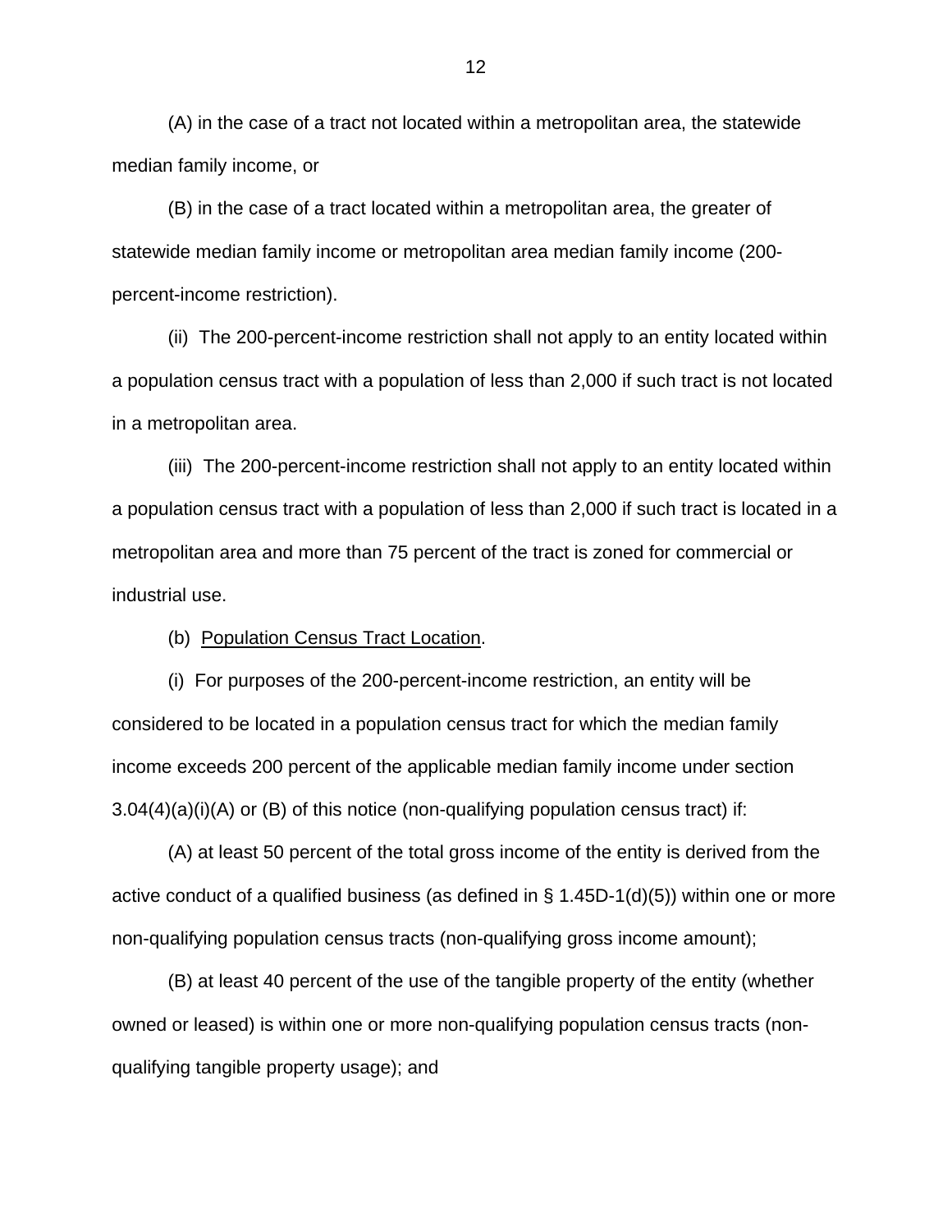(A) in the case of a tract not located within a metropolitan area, the statewide median family income, or

(B) in the case of a tract located within a metropolitan area, the greater of statewide median family income or metropolitan area median family income (200-percent-income restriction).

(ii) The 200-percent-income restriction shall not apply to an entity located within a population census tract with a population of less than 2,000 if such tract is not located in a metropolitan area.

(iii) The 200-percent-income restriction shall not apply to an entity located within a population census tract with a population of less than 2,000 if such tract is located in a metropolitan area and more than 75 percent of the tract is zoned for commercial or industrial use.

(b) Population Census Tract Location.

(i) For purposes of the 200-percent-income restriction, an entity will be considered to be located in a population census tract for which the median family income exceeds 200 percent of the applicable median family income under section 3.04(4)(a)(i)(A) or (B) of this notice (non-qualifying population census tract) if:

(A) at least 50 percent of the total gross income of the entity is derived from the active conduct of a qualified business (as defined in § 1.45D-1(d)(5)) within one or more non-qualifying population census tracts (non-qualifying gross income amount);

(B) at least 40 percent of the use of the tangible property of the entity (whether owned or leased) is within one or more non-qualifying population census tracts (non-qualifying tangible property usage); and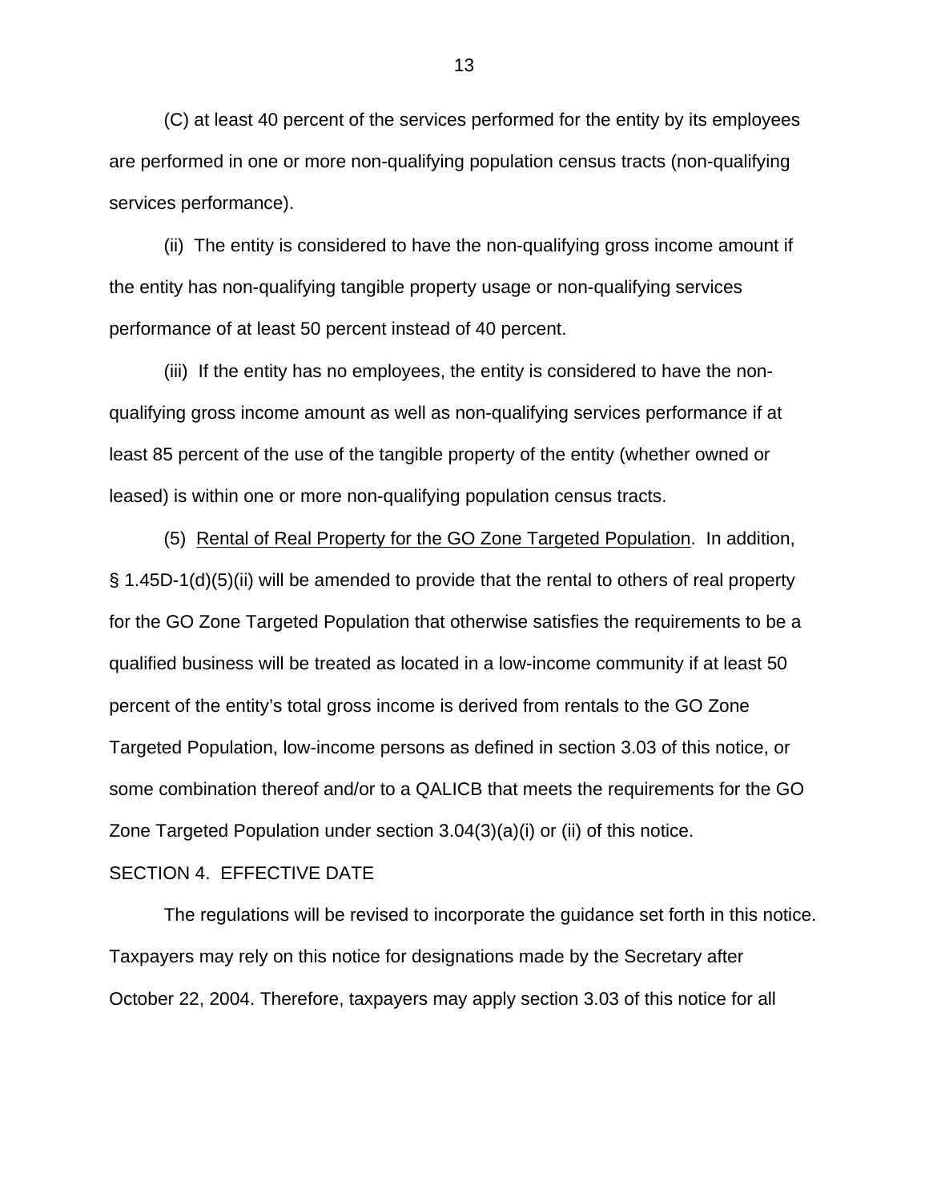(C) at least 40 percent of the services performed for the entity by its employees are performed in one or more non-qualifying population census tracts (non-qualifying services performance).

(ii) The entity is considered to have the non-qualifying gross income amount if the entity has non-qualifying tangible property usage or non-qualifying services performance of at least 50 percent instead of 40 percent.

(iii) If the entity has no employees, the entity is considered to have the non-qualifying gross income amount as well as non-qualifying services performance if at least 85 percent of the use of the tangible property of the entity (whether owned or leased) is within one or more non-qualifying population census tracts.

(5) Rental of Real Property for the GO Zone Targeted Population. In addition, § 1.45D-1(d)(5)(ii) will be amended to provide that the rental to others of real property for the GO Zone Targeted Population that otherwise satisfies the requirements to be a qualified business will be treated as located in a low-income community if at least 50 percent of the entity's total gross income is derived from rentals to the GO Zone Targeted Population, low-income persons as defined in section 3.03 of this notice, or some combination thereof and/or to a QALICB that meets the requirements for the GO Zone Targeted Population under section 3.04(3)(a)(i) or (ii) of this notice.

SECTION 4. EFFECTIVE DATE

The regulations will be revised to incorporate the guidance set forth in this notice. Taxpayers may rely on this notice for designations made by the Secretary after October 22, 2004. Therefore, taxpayers may apply section 3.03 of this notice for all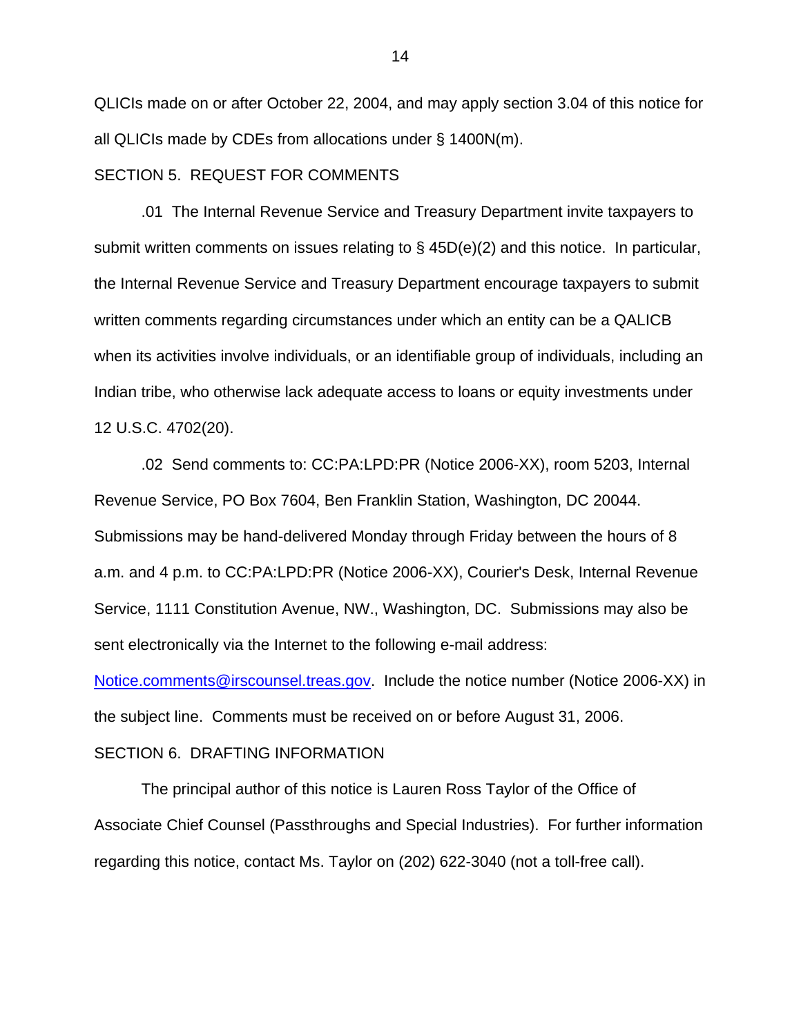QLICIs made on or after October 22, 2004, and may apply section 3.04 of this notice for all QLICIs made by CDEs from allocations under § 1400N(m).

SECTION 5. REQUEST FOR COMMENTS

.01 The Internal Revenue Service and Treasury Department invite taxpayers to submit written comments on issues relating to § 45D(e)(2) and this notice. In particular, the Internal Revenue Service and Treasury Department encourage taxpayers to submit written comments regarding circumstances under which an entity can be a QALICB when its activities involve individuals, or an identifiable group of individuals, including an Indian tribe, who otherwise lack adequate access to loans or equity investments under 12 U.S.C. 4702(20).

.02 Send comments to: CC:PA:LPD:PR (Notice 2006-XX), room 5203, Internal Revenue Service, PO Box 7604, Ben Franklin Station, Washington, DC 20044. Submissions may be hand-delivered Monday through Friday between the hours of 8 a.m. and 4 p.m. to CC:PA:LPD:PR (Notice 2006-XX), Courier's Desk, Internal Revenue Service, 1111 Constitution Avenue, NW., Washington, DC. Submissions may also be sent electronically via the Internet to the following e-mail address: Notice.comments@irscounsel.treas.gov. Include the notice number (Notice 2006-XX) in the subject line. Comments must be received on or before August 31, 2006.

SECTION 6. DRAFTING INFORMATION

The principal author of this notice is Lauren Ross Taylor of the Office of Associate Chief Counsel (Passthroughs and Special Industries). For further information regarding this notice, contact Ms. Taylor on (202) 622-3040 (not a toll-free call).